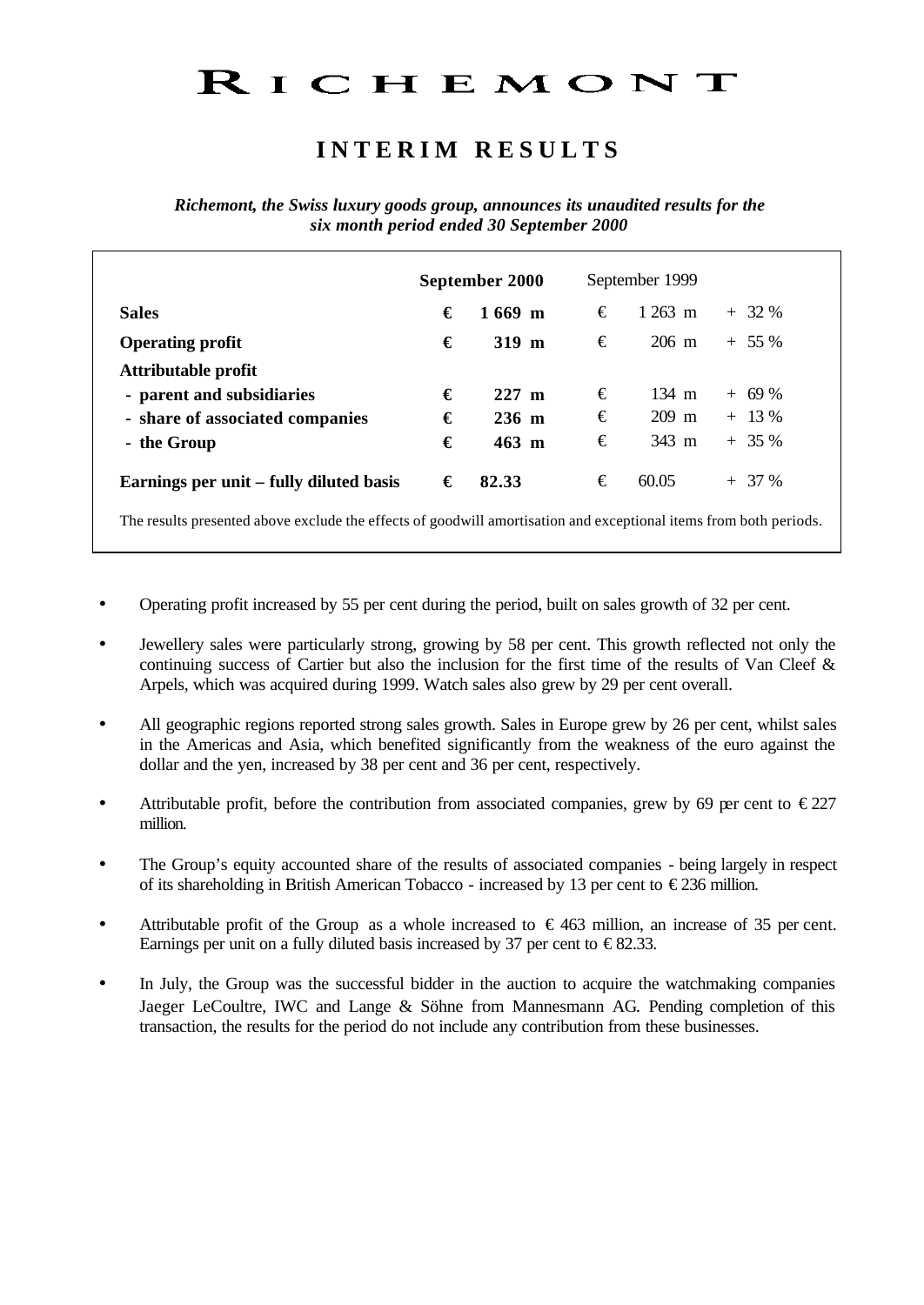# RICHEMONT

## INTERIM RESULTS

***Richemont, the Swiss luxury goods group, announces its unaudited results for the six month period ended 30 September 2000***

| | **September 2000** | September 1999 | |
|---|---|---|---|
| **Sales** | **€ 1 669 m** | € 1 263 m | + 32 % |
| **Operating profit** | **€ 319 m** | € 206 m | + 55 % |
| **Attributable profit** | | | |
| **- parent and subsidiaries** | **€ 227 m** | € 134 m | + 69 % |
| **- share of associated companies** | **€ 236 m** | € 209 m | + 13 % |
| **- the Group** | **€ 463 m** | € 343 m | + 35 % |
| **Earnings per unit – fully diluted basis** | **€ 82.33** | € 60.05 | + 37 % |

The results presented above exclude the effects of goodwill amortisation and exceptional items from both periods.

- Operating profit increased by 55 per cent during the period, built on sales growth of 32 per cent.
- Jewellery sales were particularly strong, growing by 58 per cent. This growth reflected not only the continuing success of Cartier but also the inclusion for the first time of the results of Van Cleef & Arpels, which was acquired during 1999. Watch sales also grew by 29 per cent overall.
- All geographic regions reported strong sales growth. Sales in Europe grew by 26 per cent, whilst sales in the Americas and Asia, which benefited significantly from the weakness of the euro against the dollar and the yen, increased by 38 per cent and 36 per cent, respectively.
- Attributable profit, before the contribution from associated companies, grew by 69 per cent to € 227 million.
- The Group's equity accounted share of the results of associated companies - being largely in respect of its shareholding in British American Tobacco - increased by 13 per cent to € 236 million.
- Attributable profit of the Group as a whole increased to € 463 million, an increase of 35 per cent. Earnings per unit on a fully diluted basis increased by 37 per cent to € 82.33.
- In July, the Group was the successful bidder in the auction to acquire the watchmaking companies Jaeger LeCoultre, IWC and Lange & Söhne from Mannesmann AG. Pending completion of this transaction, the results for the period do not include any contribution from these businesses.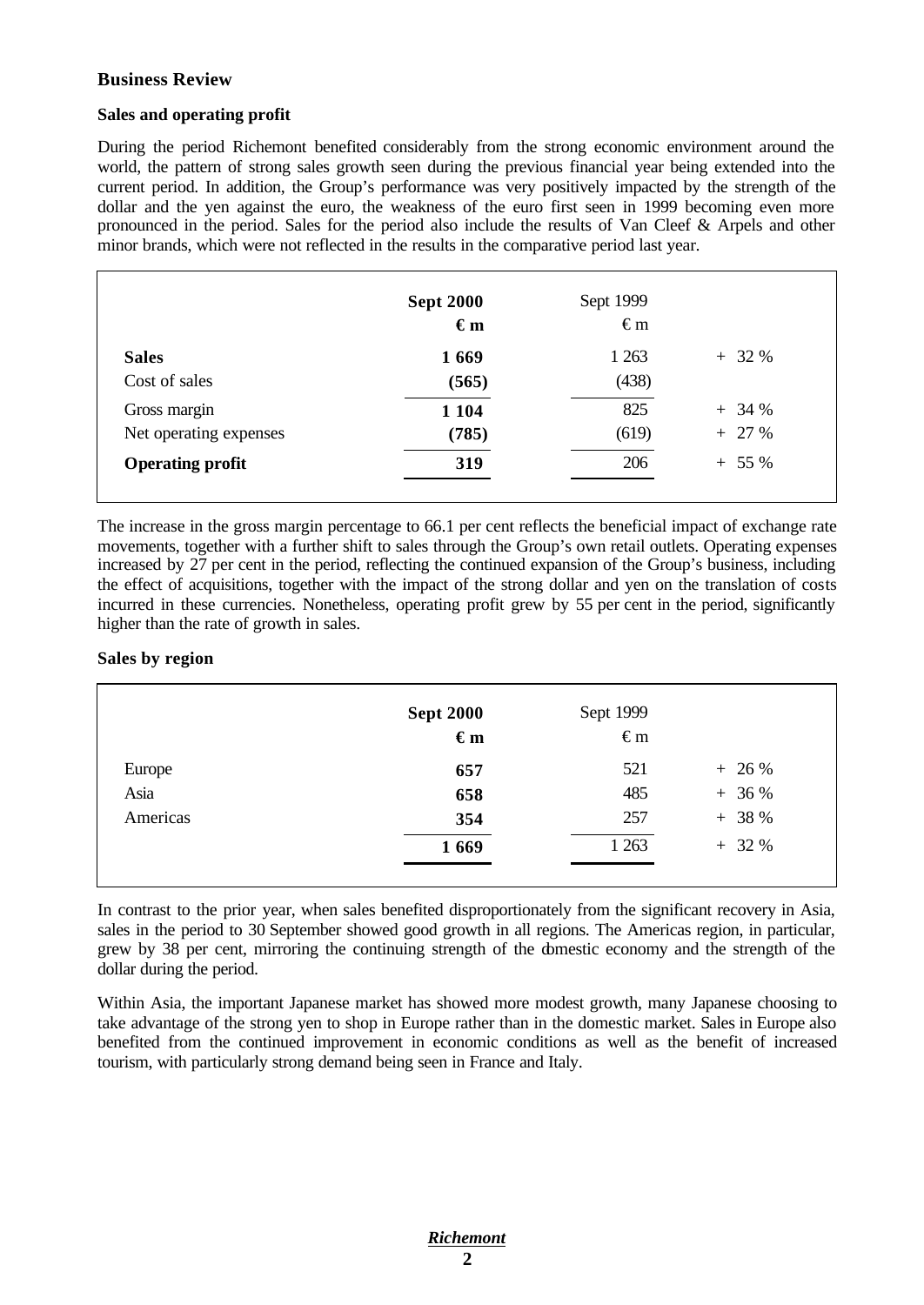## Business Review

### Sales and operating profit

During the period Richemont benefited considerably from the strong economic environment around the world, the pattern of strong sales growth seen during the previous financial year being extended into the current period. In addition, the Group's performance was very positively impacted by the strength of the dollar and the yen against the euro, the weakness of the euro first seen in 1999 becoming even more pronounced in the period. Sales for the period also include the results of Van Cleef & Arpels and other minor brands, which were not reflected in the results in the comparative period last year.

| | **Sept 2000 € m** | Sept 1999 € m | |
|---|---|---|---|
| **Sales** | **1 669** | 1 263 | + 32 % |
| Cost of sales | **(565)** | (438) | |
| Gross margin | **1 104** | 825 | + 34 % |
| Net operating expenses | **(785)** | (619) | + 27 % |
| **Operating profit** | **319** | 206 | + 55 % |

The increase in the gross margin percentage to 66.1 per cent reflects the beneficial impact of exchange rate movements, together with a further shift to sales through the Group's own retail outlets. Operating expenses increased by 27 per cent in the period, reflecting the continued expansion of the Group's business, including the effect of acquisitions, together with the impact of the strong dollar and yen on the translation of costs incurred in these currencies. Nonetheless, operating profit grew by 55 per cent in the period, significantly higher than the rate of growth in sales.

### Sales by region

| | **Sept 2000 € m** | Sept 1999 € m | |
|---|---|---|---|
| Europe | **657** | 521 | + 26 % |
| Asia | **658** | 485 | + 36 % |
| Americas | **354** | 257 | + 38 % |
| | **1 669** | 1 263 | + 32 % |

In contrast to the prior year, when sales benefited disproportionately from the significant recovery in Asia, sales in the period to 30 September showed good growth in all regions. The Americas region, in particular, grew by 38 per cent, mirroring the continuing strength of the domestic economy and the strength of the dollar during the period.

Within Asia, the important Japanese market has showed more modest growth, many Japanese choosing to take advantage of the strong yen to shop in Europe rather than in the domestic market. Sales in Europe also benefited from the continued improvement in economic conditions as well as the benefit of increased tourism, with particularly strong demand being seen in France and Italy.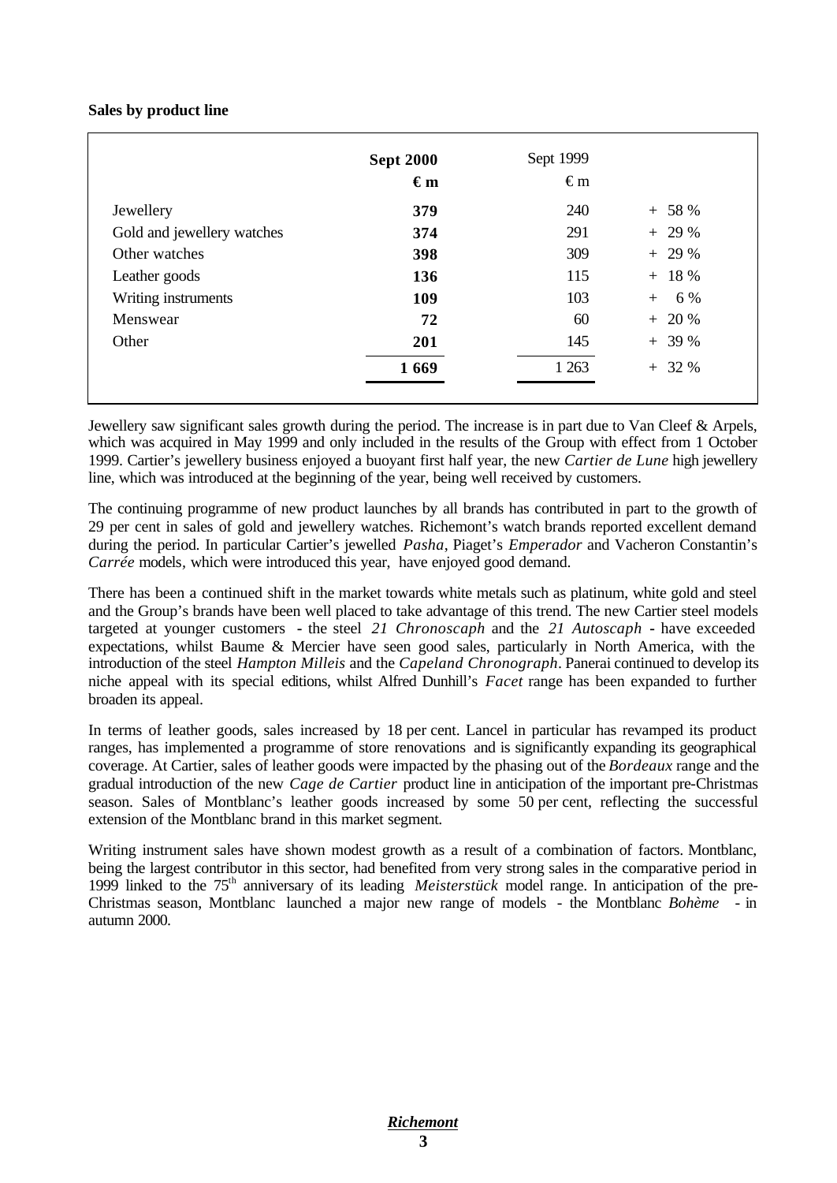**Sales by product line**

| | **Sept 2000** | Sept 1999 | |
|---|---|---|---|
| | **€ m** | € m | |
| Jewellery | **379** | 240 | + 58 % |
| Gold and jewellery watches | **374** | 291 | + 29 % |
| Other watches | **398** | 309 | + 29 % |
| Leather goods | **136** | 115 | + 18 % |
| Writing instruments | **109** | 103 | + 6 % |
| Menswear | **72** | 60 | + 20 % |
| Other | **201** | 145 | + 39 % |
| | **1 669** | 1 263 | + 32 % |

Jewellery saw significant sales growth during the period. The increase is in part due to Van Cleef & Arpels, which was acquired in May 1999 and only included in the results of the Group with effect from 1 October 1999. Cartier's jewellery business enjoyed a buoyant first half year, the new *Cartier de Lune* high jewellery line, which was introduced at the beginning of the year, being well received by customers.

The continuing programme of new product launches by all brands has contributed in part to the growth of 29 per cent in sales of gold and jewellery watches. Richemont's watch brands reported excellent demand during the period. In particular Cartier's jewelled *Pasha*, Piaget's *Emperador* and Vacheron Constantin's *Carrée* models, which were introduced this year, have enjoyed good demand.

There has been a continued shift in the market towards white metals such as platinum, white gold and steel and the Group's brands have been well placed to take advantage of this trend. The new Cartier steel models targeted at younger customers - the steel *21 Chronoscaph* and the *21 Autoscaph* - have exceeded expectations, whilst Baume & Mercier have seen good sales, particularly in North America, with the introduction of the steel *Hampton Milleis* and the *Capeland Chronograph*. Panerai continued to develop its niche appeal with its special editions, whilst Alfred Dunhill's *Facet* range has been expanded to further broaden its appeal.

In terms of leather goods, sales increased by 18 per cent. Lancel in particular has revamped its product ranges, has implemented a programme of store renovations and is significantly expanding its geographical coverage. At Cartier, sales of leather goods were impacted by the phasing out of the *Bordeaux* range and the gradual introduction of the new *Cage de Cartier* product line in anticipation of the important pre-Christmas season. Sales of Montblanc's leather goods increased by some 50 per cent, reflecting the successful extension of the Montblanc brand in this market segment.

Writing instrument sales have shown modest growth as a result of a combination of factors. Montblanc, being the largest contributor in this sector, had benefited from very strong sales in the comparative period in 1999 linked to the 75th anniversary of its leading *Meisterstück* model range. In anticipation of the pre-Christmas season, Montblanc launched a major new range of models - the Montblanc *Bohème* - in autumn 2000.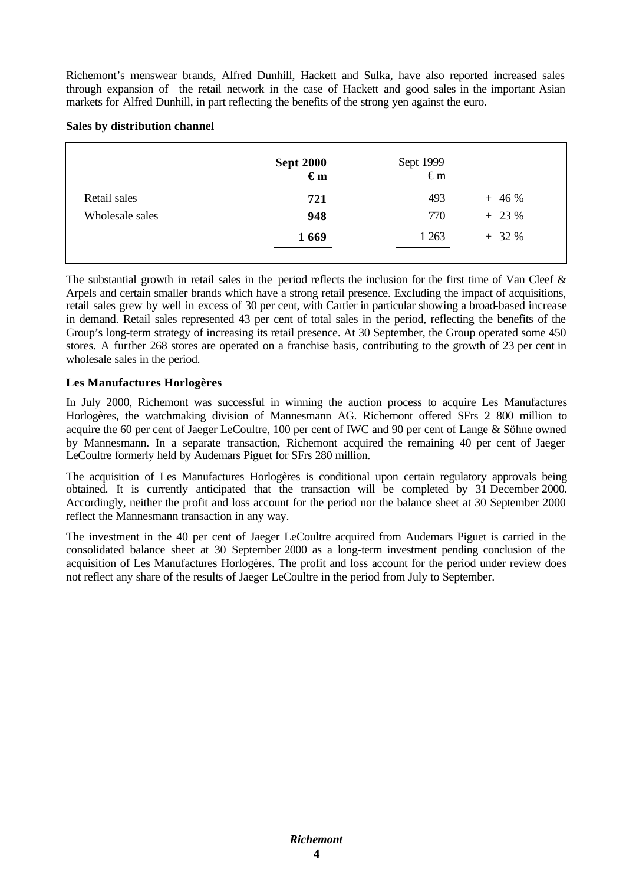Richemont's menswear brands, Alfred Dunhill, Hackett and Sulka, have also reported increased sales through expansion of the retail network in the case of Hackett and good sales in the important Asian markets for Alfred Dunhill, in part reflecting the benefits of the strong yen against the euro.

**Sales by distribution channel**

| | **Sept 2000** **€ m** | Sept 1999 € m | |
|---|---|---|---|
| Retail sales | **721** | 493 | + 46 % |
| Wholesale sales | **948** | 770 | + 23 % |
| | **1 669** | 1 263 | + 32 % |

The substantial growth in retail sales in the period reflects the inclusion for the first time of Van Cleef & Arpels and certain smaller brands which have a strong retail presence. Excluding the impact of acquisitions, retail sales grew by well in excess of 30 per cent, with Cartier in particular showing a broad-based increase in demand. Retail sales represented 43 per cent of total sales in the period, reflecting the benefits of the Group's long-term strategy of increasing its retail presence. At 30 September, the Group operated some 450 stores. A further 268 stores are operated on a franchise basis, contributing to the growth of 23 per cent in wholesale sales in the period.

**Les Manufactures Horlogères**

In July 2000, Richemont was successful in winning the auction process to acquire Les Manufactures Horlogères, the watchmaking division of Mannesmann AG. Richemont offered SFrs 2 800 million to acquire the 60 per cent of Jaeger LeCoultre, 100 per cent of IWC and 90 per cent of Lange & Söhne owned by Mannesmann. In a separate transaction, Richemont acquired the remaining 40 per cent of Jaeger LeCoultre formerly held by Audemars Piguet for SFrs 280 million.

The acquisition of Les Manufactures Horlogères is conditional upon certain regulatory approvals being obtained. It is currently anticipated that the transaction will be completed by 31 December 2000. Accordingly, neither the profit and loss account for the period nor the balance sheet at 30 September 2000 reflect the Mannesmann transaction in any way.

The investment in the 40 per cent of Jaeger LeCoultre acquired from Audemars Piguet is carried in the consolidated balance sheet at 30 September 2000 as a long-term investment pending conclusion of the acquisition of Les Manufactures Horlogères. The profit and loss account for the period under review does not reflect any share of the results of Jaeger LeCoultre in the period from July to September.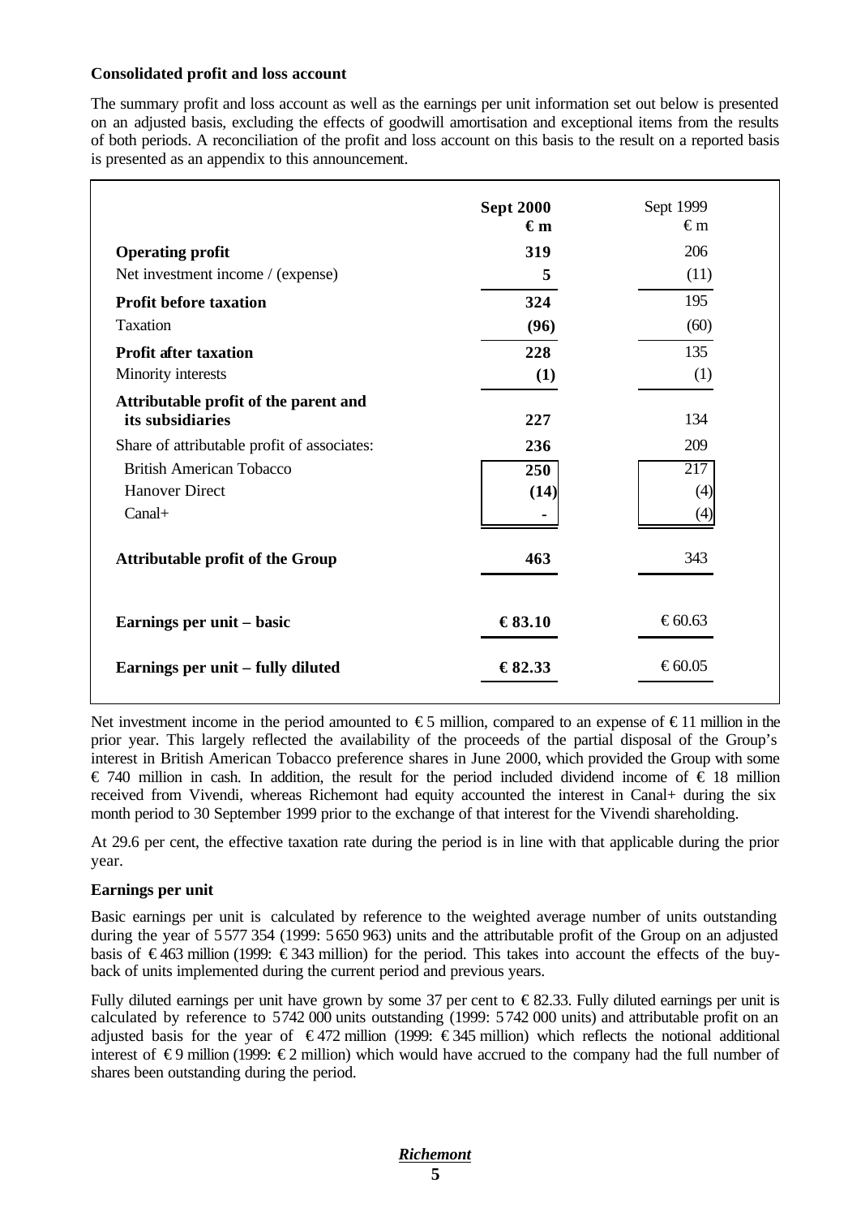**Consolidated profit and loss account**

The summary profit and loss account as well as the earnings per unit information set out below is presented on an adjusted basis, excluding the effects of goodwill amortisation and exceptional items from the results of both periods. A reconciliation of the profit and loss account on this basis to the result on a reported basis is presented as an appendix to this announcement.

| | **Sept 2000** **€ m** | Sept 1999 € m |
|---|---|---|
| **Operating profit** | **319** | 206 |
| Net investment income / (expense) | **5** | (11) |
| **Profit before taxation** | **324** | 195 |
| Taxation | **(96)** | (60) |
| **Profit after taxation** | **228** | 135 |
| Minority interests | **(1)** | (1) |
| **Attributable profit of the parent and its subsidiaries** | **227** | 134 |
| Share of attributable profit of associates: | **236** | 209 |
| British American Tobacco | **250** | 217 |
| Hanover Direct | **(14)** | (4) |
| Canal+ | **-** | (4) |
| **Attributable profit of the Group** | **463** | 343 |
| **Earnings per unit – basic** | **€ 83.10** | € 60.63 |
| **Earnings per unit – fully diluted** | **€ 82.33** | € 60.05 |

Net investment income in the period amounted to € 5 million, compared to an expense of € 11 million in the prior year. This largely reflected the availability of the proceeds of the partial disposal of the Group's interest in British American Tobacco preference shares in June 2000, which provided the Group with some € 740 million in cash. In addition, the result for the period included dividend income of € 18 million received from Vivendi, whereas Richemont had equity accounted the interest in Canal+ during the six month period to 30 September 1999 prior to the exchange of that interest for the Vivendi shareholding.

At 29.6 per cent, the effective taxation rate during the period is in line with that applicable during the prior year.

**Earnings per unit**

Basic earnings per unit is calculated by reference to the weighted average number of units outstanding during the year of 5 577 354 (1999: 5 650 963) units and the attributable profit of the Group on an adjusted basis of € 463 million (1999: € 343 million) for the period. This takes into account the effects of the buy-back of units implemented during the current period and previous years.

Fully diluted earnings per unit have grown by some 37 per cent to € 82.33. Fully diluted earnings per unit is calculated by reference to 5 742 000 units outstanding (1999: 5 742 000 units) and attributable profit on an adjusted basis for the year of € 472 million (1999: € 345 million) which reflects the notional additional interest of € 9 million (1999: € 2 million) which would have accrued to the company had the full number of shares been outstanding during the period.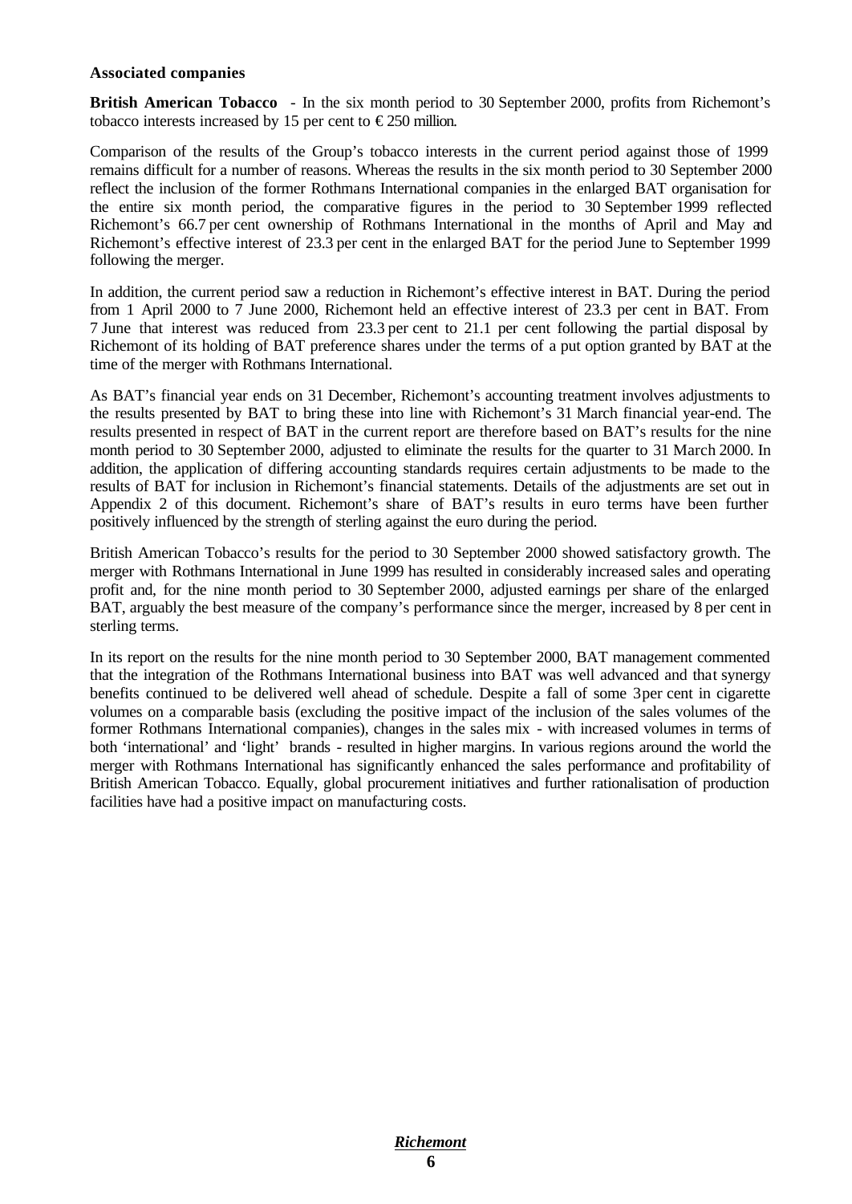**Associated companies**

**British American Tobacco** - In the six month period to 30 September 2000, profits from Richemont's tobacco interests increased by 15 per cent to € 250 million.

Comparison of the results of the Group's tobacco interests in the current period against those of 1999 remains difficult for a number of reasons. Whereas the results in the six month period to 30 September 2000 reflect the inclusion of the former Rothmans International companies in the enlarged BAT organisation for the entire six month period, the comparative figures in the period to 30 September 1999 reflected Richemont's 66.7 per cent ownership of Rothmans International in the months of April and May and Richemont's effective interest of 23.3 per cent in the enlarged BAT for the period June to September 1999 following the merger.

In addition, the current period saw a reduction in Richemont's effective interest in BAT. During the period from 1 April 2000 to 7 June 2000, Richemont held an effective interest of 23.3 per cent in BAT. From 7 June that interest was reduced from 23.3 per cent to 21.1 per cent following the partial disposal by Richemont of its holding of BAT preference shares under the terms of a put option granted by BAT at the time of the merger with Rothmans International.

As BAT's financial year ends on 31 December, Richemont's accounting treatment involves adjustments to the results presented by BAT to bring these into line with Richemont's 31 March financial year-end. The results presented in respect of BAT in the current report are therefore based on BAT's results for the nine month period to 30 September 2000, adjusted to eliminate the results for the quarter to 31 March 2000. In addition, the application of differing accounting standards requires certain adjustments to be made to the results of BAT for inclusion in Richemont's financial statements. Details of the adjustments are set out in Appendix 2 of this document. Richemont's share of BAT's results in euro terms have been further positively influenced by the strength of sterling against the euro during the period.

British American Tobacco's results for the period to 30 September 2000 showed satisfactory growth. The merger with Rothmans International in June 1999 has resulted in considerably increased sales and operating profit and, for the nine month period to 30 September 2000, adjusted earnings per share of the enlarged BAT, arguably the best measure of the company's performance since the merger, increased by 8 per cent in sterling terms.

In its report on the results for the nine month period to 30 September 2000, BAT management commented that the integration of the Rothmans International business into BAT was well advanced and that synergy benefits continued to be delivered well ahead of schedule. Despite a fall of some 3 per cent in cigarette volumes on a comparable basis (excluding the positive impact of the inclusion of the sales volumes of the former Rothmans International companies), changes in the sales mix - with increased volumes in terms of both 'international' and 'light' brands - resulted in higher margins. In various regions around the world the merger with Rothmans International has significantly enhanced the sales performance and profitability of British American Tobacco. Equally, global procurement initiatives and further rationalisation of production facilities have had a positive impact on manufacturing costs.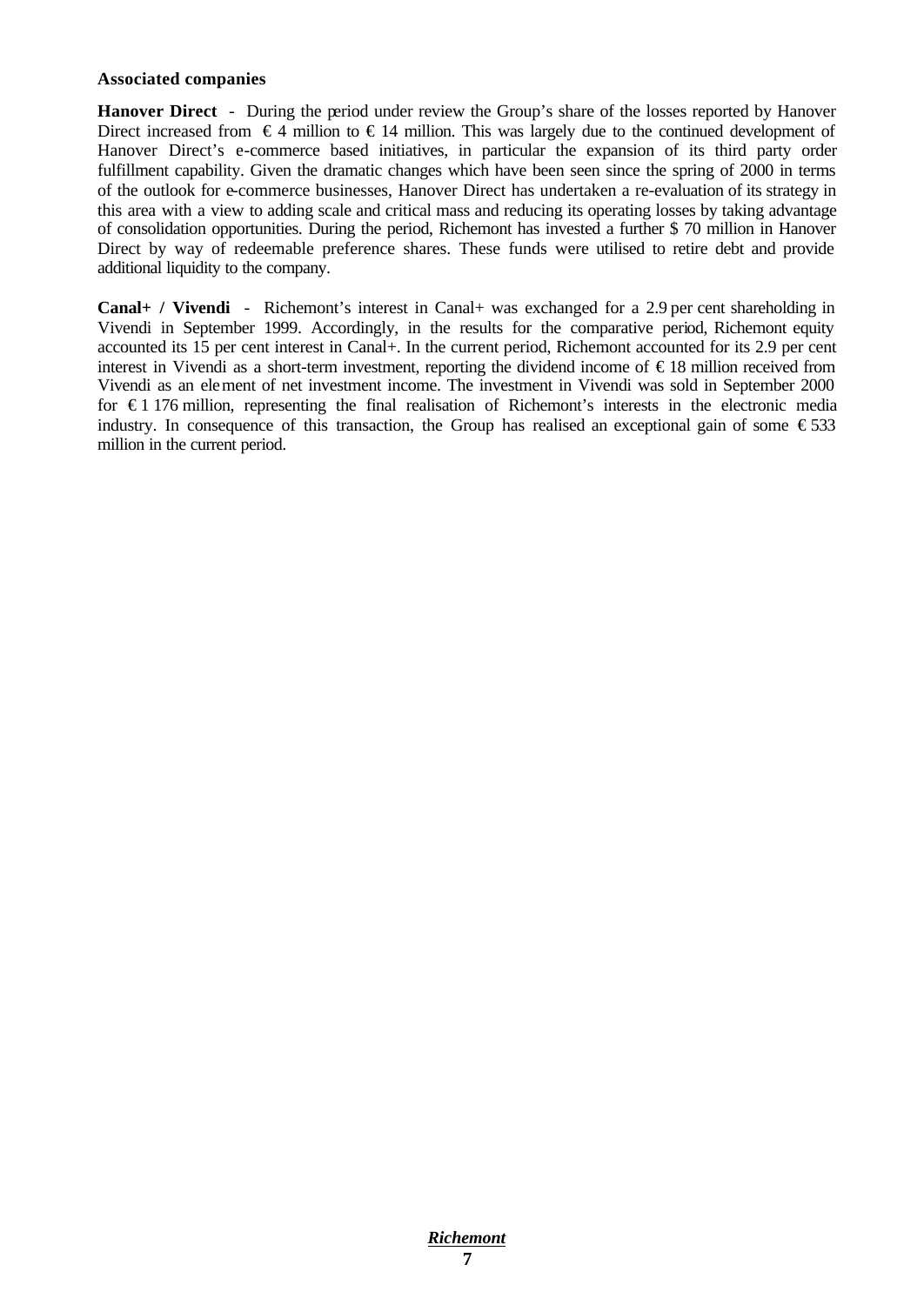**Associated companies**

**Hanover Direct** - During the period under review the Group's share of the losses reported by Hanover Direct increased from € 4 million to € 14 million. This was largely due to the continued development of Hanover Direct's e-commerce based initiatives, in particular the expansion of its third party order fulfillment capability. Given the dramatic changes which have been seen since the spring of 2000 in terms of the outlook for e-commerce businesses, Hanover Direct has undertaken a re-evaluation of its strategy in this area with a view to adding scale and critical mass and reducing its operating losses by taking advantage of consolidation opportunities. During the period, Richemont has invested a further $ 70 million in Hanover Direct by way of redeemable preference shares. These funds were utilised to retire debt and provide additional liquidity to the company.

**Canal+ / Vivendi** - Richemont's interest in Canal+ was exchanged for a 2.9 per cent shareholding in Vivendi in September 1999. Accordingly, in the results for the comparative period, Richemont equity accounted its 15 per cent interest in Canal+. In the current period, Richemont accounted for its 2.9 per cent interest in Vivendi as a short-term investment, reporting the dividend income of € 18 million received from Vivendi as an element of net investment income. The investment in Vivendi was sold in September 2000 for € 1 176 million, representing the final realisation of Richemont's interests in the electronic media industry. In consequence of this transaction, the Group has realised an exceptional gain of some € 533 million in the current period.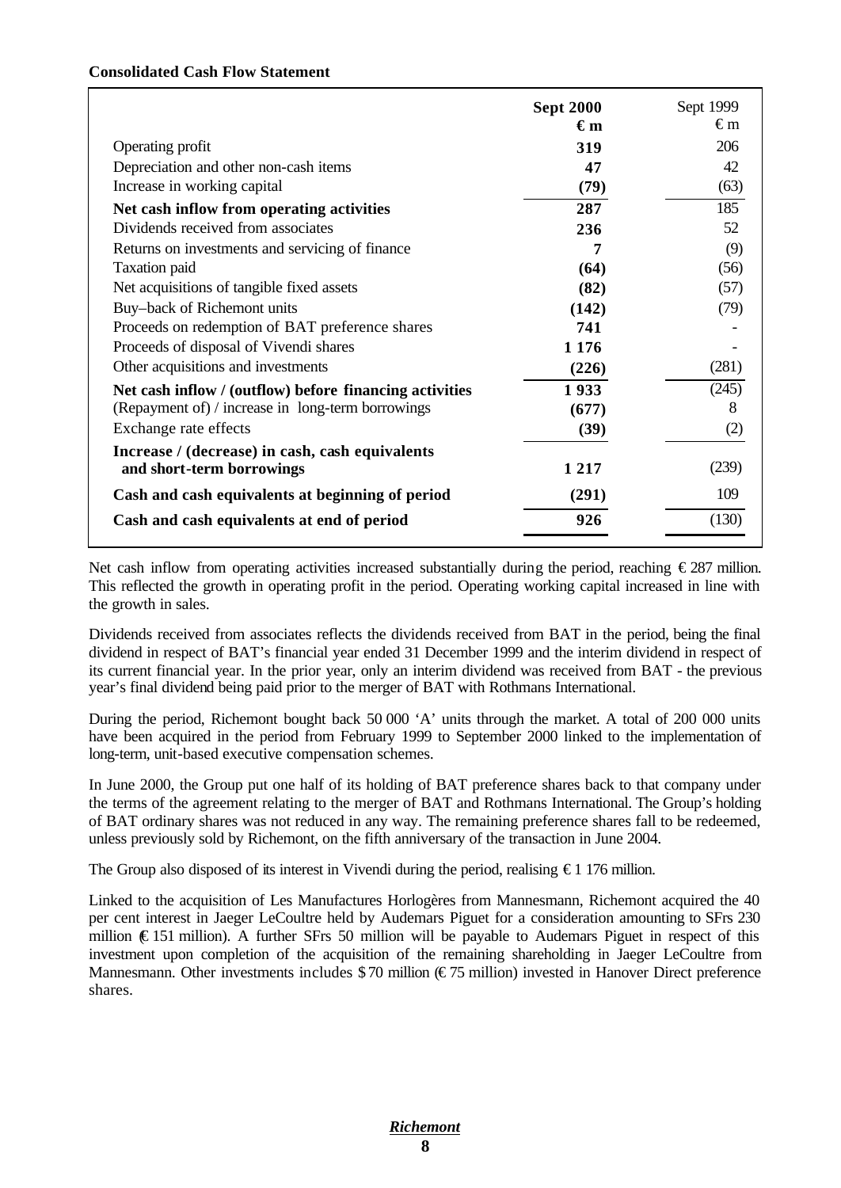**Consolidated Cash Flow Statement**

| | **Sept 2000** **€ m** | Sept 1999 € m |
|---|---|---|
| Operating profit | **319** | 206 |
| Depreciation and other non-cash items | **47** | 42 |
| Increase in working capital | **(79)** | (63) |
| **Net cash inflow from operating activities** | **287** | 185 |
| Dividends received from associates | **236** | 52 |
| Returns on investments and servicing of finance | **7** | (9) |
| Taxation paid | **(64)** | (56) |
| Net acquisitions of tangible fixed assets | **(82)** | (57) |
| Buy–back of Richemont units | **(142)** | (79) |
| Proceeds on redemption of BAT preference shares | **741** | - |
| Proceeds of disposal of Vivendi shares | **1 176** | - |
| Other acquisitions and investments | **(226)** | (281) |
| **Net cash inflow / (outflow) before financing activities** | **1 933** | (245) |
| (Repayment of) / increase in long-term borrowings | **(677)** | 8 |
| Exchange rate effects | **(39)** | (2) |
| **Increase / (decrease) in cash, cash equivalents and short-term borrowings** | **1 217** | (239) |
| **Cash and cash equivalents at beginning of period** | **(291)** | 109 |
| **Cash and cash equivalents at end of period** | **926** | (130) |

Net cash inflow from operating activities increased substantially during the period, reaching € 287 million. This reflected the growth in operating profit in the period. Operating working capital increased in line with the growth in sales.

Dividends received from associates reflects the dividends received from BAT in the period, being the final dividend in respect of BAT's financial year ended 31 December 1999 and the interim dividend in respect of its current financial year. In the prior year, only an interim dividend was received from BAT - the previous year's final dividend being paid prior to the merger of BAT with Rothmans International.

During the period, Richemont bought back 50 000 'A' units through the market. A total of 200 000 units have been acquired in the period from February 1999 to September 2000 linked to the implementation of long-term, unit-based executive compensation schemes.

In June 2000, the Group put one half of its holding of BAT preference shares back to that company under the terms of the agreement relating to the merger of BAT and Rothmans International. The Group's holding of BAT ordinary shares was not reduced in any way. The remaining preference shares fall to be redeemed, unless previously sold by Richemont, on the fifth anniversary of the transaction in June 2004.

The Group also disposed of its interest in Vivendi during the period, realising € 1 176 million.

Linked to the acquisition of Les Manufactures Horlogères from Mannesmann, Richemont acquired the 40 per cent interest in Jaeger LeCoultre held by Audemars Piguet for a consideration amounting to SFrs 230 million (€ 151 million). A further SFrs 50 million will be payable to Audemars Piguet in respect of this investment upon completion of the acquisition of the remaining shareholding in Jaeger LeCoultre from Mannesmann. Other investments includes $ 70 million (€ 75 million) invested in Hanover Direct preference shares.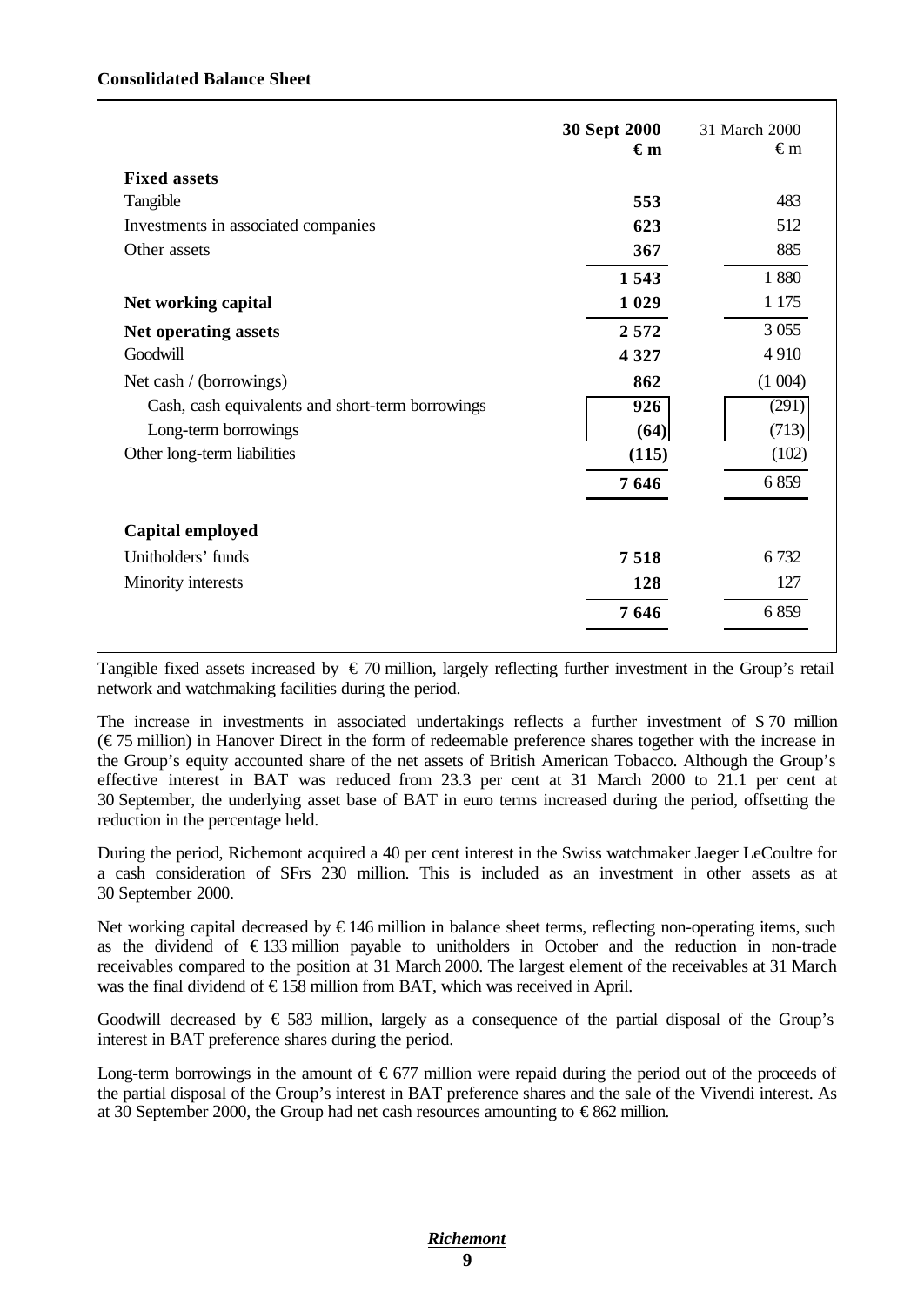**Consolidated Balance Sheet**

| | 30 Sept 2000 €m | 31 March 2000 €m |
|---|---|---|
| **Fixed assets** | | |
| Tangible | **553** | 483 |
| Investments in associated companies | **623** | 512 |
| Other assets | **367** | 885 |
| | **1 543** | 1 880 |
| **Net working capital** | **1 029** | 1 175 |
| **Net operating assets** | **2 572** | 3 055 |
| Goodwill | **4 327** | 4 910 |
| Net cash / (borrowings) | **862** | (1 004) |
| Cash, cash equivalents and short-term borrowings | **926** | (291) |
| Long-term borrowings | **(64)** | (713) |
| Other long-term liabilities | **(115)** | (102) |
| | **7 646** | 6 859 |
| **Capital employed** | | |
| Unitholders' funds | **7 518** | 6 732 |
| Minority interests | **128** | 127 |
| | **7 646** | 6 859 |

Tangible fixed assets increased by € 70 million, largely reflecting further investment in the Group's retail network and watchmaking facilities during the period.

The increase in investments in associated undertakings reflects a further investment of $ 70 million (€ 75 million) in Hanover Direct in the form of redeemable preference shares together with the increase in the Group's equity accounted share of the net assets of British American Tobacco. Although the Group's effective interest in BAT was reduced from 23.3 per cent at 31 March 2000 to 21.1 per cent at 30 September, the underlying asset base of BAT in euro terms increased during the period, offsetting the reduction in the percentage held.

During the period, Richemont acquired a 40 per cent interest in the Swiss watchmaker Jaeger LeCoultre for a cash consideration of SFrs 230 million. This is included as an investment in other assets as at 30 September 2000.

Net working capital decreased by € 146 million in balance sheet terms, reflecting non-operating items, such as the dividend of € 133 million payable to unitholders in October and the reduction in non-trade receivables compared to the position at 31 March 2000. The largest element of the receivables at 31 March was the final dividend of € 158 million from BAT, which was received in April.

Goodwill decreased by € 583 million, largely as a consequence of the partial disposal of the Group's interest in BAT preference shares during the period.

Long-term borrowings in the amount of € 677 million were repaid during the period out of the proceeds of the partial disposal of the Group's interest in BAT preference shares and the sale of the Vivendi interest. As at 30 September 2000, the Group had net cash resources amounting to € 862 million.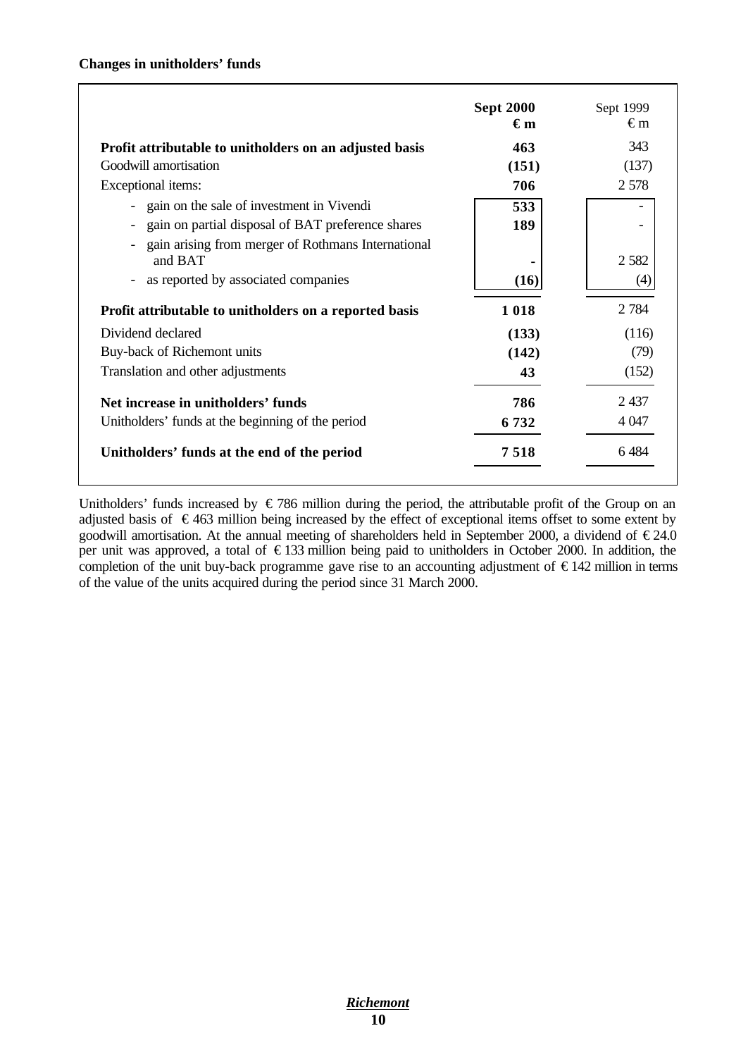**Changes in unitholders' funds**

| | **Sept 2000 €m** | Sept 1999 €m |
|---|---|---|
| **Profit attributable to unitholders on an adjusted basis** | **463** | 343 |
| Goodwill amortisation | **(151)** | (137) |
| Exceptional items: | **706** | 2 578 |
| - gain on the sale of investment in Vivendi | **533** | - |
| - gain on partial disposal of BAT preference shares | **189** | - |
| - gain arising from merger of Rothmans International and BAT | **-** | 2 582 |
| - as reported by associated companies | **(16)** | (4) |
| **Profit attributable to unitholders on a reported basis** | **1 018** | 2 784 |
| Dividend declared | **(133)** | (116) |
| Buy-back of Richemont units | **(142)** | (79) |
| Translation and other adjustments | **43** | (152) |
| **Net increase in unitholders' funds** | **786** | 2 437 |
| Unitholders' funds at the beginning of the period | **6 732** | 4 047 |
| **Unitholders' funds at the end of the period** | **7 518** | 6 484 |

Unitholders' funds increased by € 786 million during the period, the attributable profit of the Group on an adjusted basis of € 463 million being increased by the effect of exceptional items offset to some extent by goodwill amortisation. At the annual meeting of shareholders held in September 2000, a dividend of € 24.0 per unit was approved, a total of € 133 million being paid to unitholders in October 2000. In addition, the completion of the unit buy-back programme gave rise to an accounting adjustment of € 142 million in terms of the value of the units acquired during the period since 31 March 2000.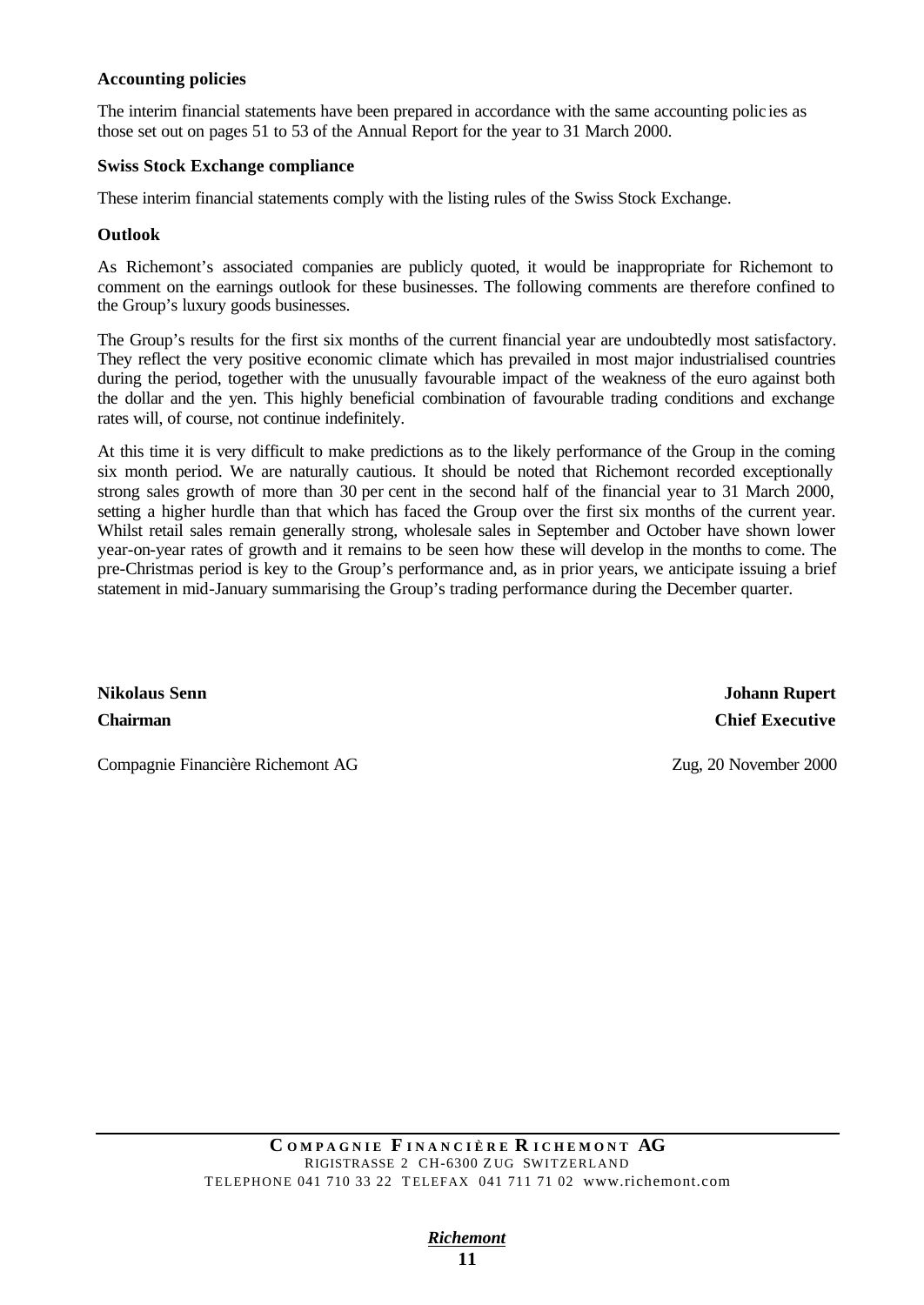**Accounting policies**

The interim financial statements have been prepared in accordance with the same accounting policies as those set out on pages 51 to 53 of the Annual Report for the year to 31 March 2000.

**Swiss Stock Exchange compliance**

These interim financial statements comply with the listing rules of the Swiss Stock Exchange.

**Outlook**

As Richemont's associated companies are publicly quoted, it would be inappropriate for Richemont to comment on the earnings outlook for these businesses. The following comments are therefore confined to the Group's luxury goods businesses.

The Group's results for the first six months of the current financial year are undoubtedly most satisfactory. They reflect the very positive economic climate which has prevailed in most major industrialised countries during the period, together with the unusually favourable impact of the weakness of the euro against both the dollar and the yen. This highly beneficial combination of favourable trading conditions and exchange rates will, of course, not continue indefinitely.

At this time it is very difficult to make predictions as to the likely performance of the Group in the coming six month period. We are naturally cautious. It should be noted that Richemont recorded exceptionally strong sales growth of more than 30 per cent in the second half of the financial year to 31 March 2000, setting a higher hurdle than that which has faced the Group over the first six months of the current year. Whilst retail sales remain generally strong, wholesale sales in September and October have shown lower year-on-year rates of growth and it remains to be seen how these will develop in the months to come. The pre-Christmas period is key to the Group's performance and, as in prior years, we anticipate issuing a brief statement in mid-January summarising the Group's trading performance during the December quarter.

**Nikolaus Senn**
**Chairman**

**Johann Rupert**
**Chief Executive**

Compagnie Financière Richemont AG

Zug, 20 November 2000

**COMPAGNIE FINANCIÈRE RICHEMONT AG**
RIGISTRASSE 2 CH-6300 ZUG SWITZERLAND
TELEPHONE 041 710 33 22 TELEFAX 041 711 71 02 www.richemont.com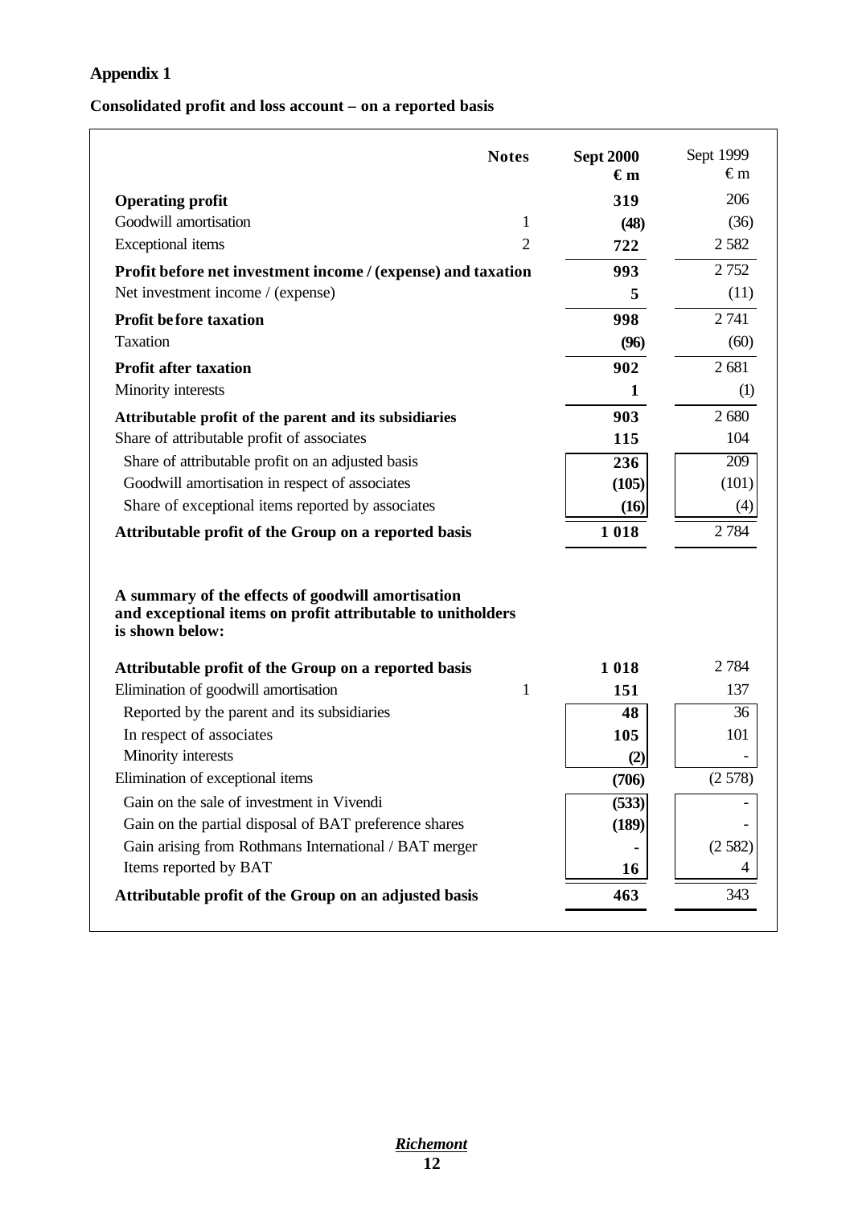# Appendix 1

## Consolidated profit and loss account – on a reported basis

| | Notes | Sept 2000 €m | Sept 1999 €m |
|---|---|---|---|
| **Operating profit** | | **319** | 206 |
| Goodwill amortisation | 1 | **(48)** | (36) |
| Exceptional items | 2 | **722** | 2 582 |
| **Profit before net investment income / (expense) and taxation** | | **993** | 2 752 |
| Net investment income / (expense) | | **5** | (11) |
| **Profit before taxation** | | **998** | 2 741 |
| Taxation | | **(96)** | (60) |
| **Profit after taxation** | | **902** | 2 681 |
| Minority interests | | **1** | (1) |
| **Attributable profit of the parent and its subsidiaries** | | **903** | 2 680 |
| Share of attributable profit of associates | | **115** | 104 |
| Share of attributable profit on an adjusted basis | | **236** | 209 |
| Goodwill amortisation in respect of associates | | **(105)** | (101) |
| Share of exceptional items reported by associates | | **(16)** | (4) |
| **Attributable profit of the Group on a reported basis** | | **1 018** | 2 784 |

**A summary of the effects of goodwill amortisation and exceptional items on profit attributable to unitholders is shown below:**

| | Notes | Sept 2000 €m | Sept 1999 €m |
|---|---|---|---|
| **Attributable profit of the Group on a reported basis** | | **1 018** | 2 784 |
| Elimination of goodwill amortisation | 1 | **151** | 137 |
| Reported by the parent and its subsidiaries | | **48** | 36 |
| In respect of associates | | **105** | 101 |
| Minority interests | | **(2)** | - |
| Elimination of exceptional items | | **(706)** | (2 578) |
| Gain on the sale of investment in Vivendi | | **(533)** | - |
| Gain on the partial disposal of BAT preference shares | | **(189)** | - |
| Gain arising from Rothmans International / BAT merger | | **-** | (2 582) |
| Items reported by BAT | | **16** | 4 |
| **Attributable profit of the Group on an adjusted basis** | | **463** | 343 |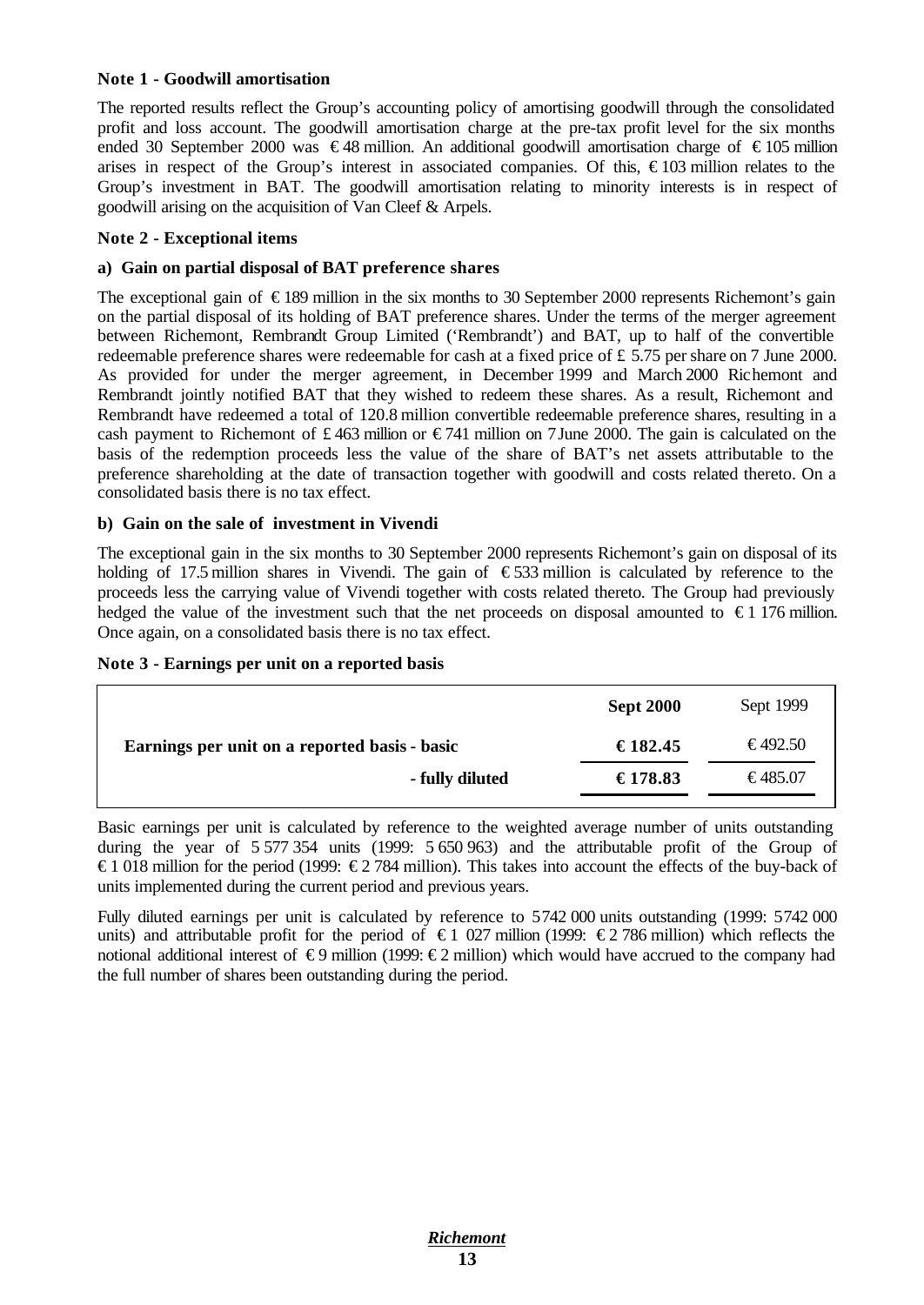**Note 1 - Goodwill amortisation**

The reported results reflect the Group's accounting policy of amortising goodwill through the consolidated profit and loss account. The goodwill amortisation charge at the pre-tax profit level for the six months ended 30 September 2000 was € 48 million. An additional goodwill amortisation charge of € 105 million arises in respect of the Group's interest in associated companies. Of this, € 103 million relates to the Group's investment in BAT. The goodwill amortisation relating to minority interests is in respect of goodwill arising on the acquisition of Van Cleef & Arpels.

**Note 2 - Exceptional items**

**a) Gain on partial disposal of BAT preference shares**

The exceptional gain of € 189 million in the six months to 30 September 2000 represents Richemont's gain on the partial disposal of its holding of BAT preference shares. Under the terms of the merger agreement between Richemont, Rembrandt Group Limited ('Rembrandt') and BAT, up to half of the convertible redeemable preference shares were redeemable for cash at a fixed price of £ 5.75 per share on 7 June 2000. As provided for under the merger agreement, in December 1999 and March 2000 Richemont and Rembrandt jointly notified BAT that they wished to redeem these shares. As a result, Richemont and Rembrandt have redeemed a total of 120.8 million convertible redeemable preference shares, resulting in a cash payment to Richemont of £ 463 million or € 741 million on 7 June 2000. The gain is calculated on the basis of the redemption proceeds less the value of the share of BAT's net assets attributable to the preference shareholding at the date of transaction together with goodwill and costs related thereto. On a consolidated basis there is no tax effect.

**b) Gain on the sale of investment in Vivendi**

The exceptional gain in the six months to 30 September 2000 represents Richemont's gain on disposal of its holding of 17.5 million shares in Vivendi. The gain of € 533 million is calculated by reference to the proceeds less the carrying value of Vivendi together with costs related thereto. The Group had previously hedged the value of the investment such that the net proceeds on disposal amounted to € 1 176 million. Once again, on a consolidated basis there is no tax effect.

**Note 3 - Earnings per unit on a reported basis**

| | **Sept 2000** | Sept 1999 |
|---|---|---|
| **Earnings per unit on a reported basis - basic** | **€ 182.45** | € 492.50 |
| **- fully diluted** | **€ 178.83** | € 485.07 |

Basic earnings per unit is calculated by reference to the weighted average number of units outstanding during the year of 5 577 354 units (1999: 5 650 963) and the attributable profit of the Group of € 1 018 million for the period (1999: € 2 784 million). This takes into account the effects of the buy-back of units implemented during the current period and previous years.

Fully diluted earnings per unit is calculated by reference to 5 742 000 units outstanding (1999: 5 742 000 units) and attributable profit for the period of € 1 027 million (1999: € 2 786 million) which reflects the notional additional interest of € 9 million (1999: € 2 million) which would have accrued to the company had the full number of shares been outstanding during the period.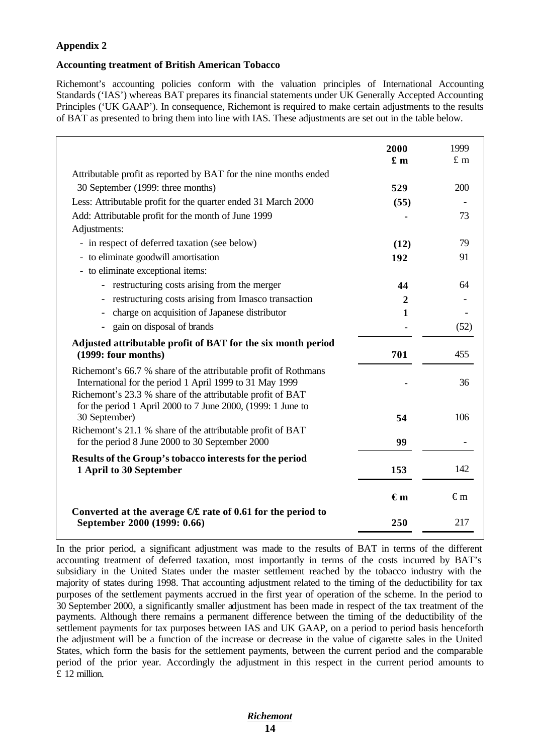**Appendix 2**

**Accounting treatment of British American Tobacco**

Richemont's accounting policies conform with the valuation principles of International Accounting Standards ('IAS') whereas BAT prepares its financial statements under UK Generally Accepted Accounting Principles ('UK GAAP'). In consequence, Richemont is required to make certain adjustments to the results of BAT as presented to bring them into line with IAS. These adjustments are set out in the table below.

| | **2000** | 1999 |
|---|---|---|
| | **£ m** | £ m |
| Attributable profit as reported by BAT for the nine months ended 30 September (1999: three months) | **529** | 200 |
| Less: Attributable profit for the quarter ended 31 March 2000 | **(55)** | - |
| Add: Attributable profit for the month of June 1999 | **-** | 73 |
| Adjustments: | | |
| - in respect of deferred taxation (see below) | **(12)** | 79 |
| - to eliminate goodwill amortisation | **192** | 91 |
| - to eliminate exceptional items: | | |
| - restructuring costs arising from the merger | **44** | 64 |
| - restructuring costs arising from Imasco transaction | **2** | - |
| - charge on acquisition of Japanese distributor | **1** | - |
| - gain on disposal of brands | **-** | (52) |
| **Adjusted attributable profit of BAT for the six month period (1999: four months)** | **701** | 455 |
| Richemont's 66.7 % share of the attributable profit of Rothmans International for the period 1 April 1999 to 31 May 1999 | **-** | 36 |
| Richemont's 23.3 % share of the attributable profit of BAT for the period 1 April 2000 to 7 June 2000, (1999: 1 June to 30 September) | **54** | 106 |
| Richemont's 21.1 % share of the attributable profit of BAT for the period 8 June 2000 to 30 September 2000 | **99** | - |
| **Results of the Group's tobacco interests for the period 1 April to 30 September** | **153** | 142 |
| | **€ m** | € m |
| **Converted at the average €/£ rate of 0.61 for the period to September 2000 (1999: 0.66)** | **250** | 217 |

In the prior period, a significant adjustment was made to the results of BAT in terms of the different accounting treatment of deferred taxation, most importantly in terms of the costs incurred by BAT's subsidiary in the United States under the master settlement reached by the tobacco industry with the majority of states during 1998. That accounting adjustment related to the timing of the deductibility for tax purposes of the settlement payments accrued in the first year of operation of the scheme. In the period to 30 September 2000, a significantly smaller adjustment has been made in respect of the tax treatment of the payments. Although there remains a permanent difference between the timing of the deductibility of the settlement payments for tax purposes between IAS and UK GAAP, on a period to period basis henceforth the adjustment will be a function of the increase or decrease in the value of cigarette sales in the United States, which form the basis for the settlement payments, between the current period and the comparable period of the prior year. Accordingly the adjustment in this respect in the current period amounts to £ 12 million.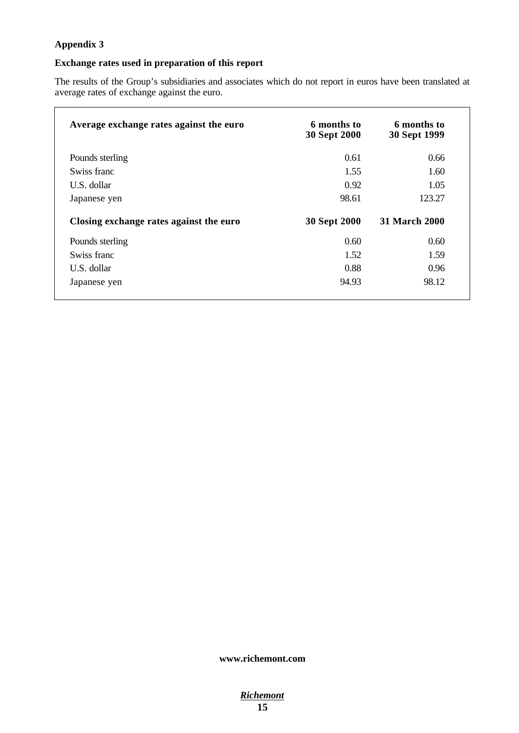**Appendix 3**

**Exchange rates used in preparation of this report**

The results of the Group's subsidiaries and associates which do not report in euros have been translated at average rates of exchange against the euro.

| **Average exchange rates against the euro** | **6 months to 30 Sept 2000** | **6 months to 30 Sept 1999** |
|---|---|---|
| Pounds sterling | 0.61 | 0.66 |
| Swiss franc | 1.55 | 1.60 |
| U.S. dollar | 0.92 | 1.05 |
| Japanese yen | 98.61 | 123.27 |
| **Closing exchange rates against the euro** | **30 Sept 2000** | **31 March 2000** |
| Pounds sterling | 0.60 | 0.60 |
| Swiss franc | 1.52 | 1.59 |
| U.S. dollar | 0.88 | 0.96 |
| Japanese yen | 94.93 | 98.12 |

**www.richemont.com**